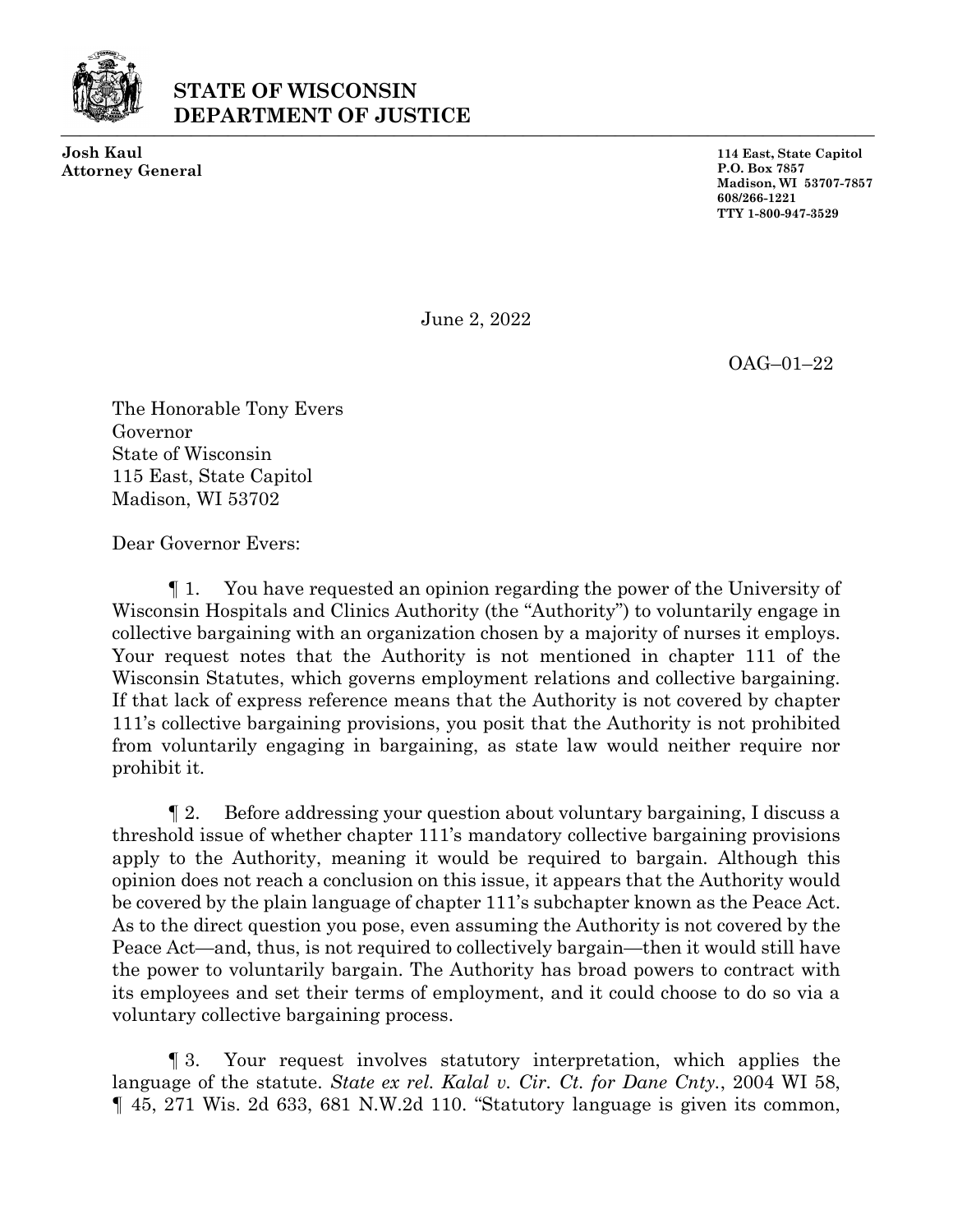**STATE OF WISCONSIN**
**DEPARTMENT OF JUSTICE**

**Josh Kaul**
**Attorney General**

**114 East, State Capitol**
**P.O. Box 7857**
**Madison, WI 53707-7857**
**608/266-1221**
**TTY 1-800-947-3529**

June 2, 2022

OAG–01–22

The Honorable Tony Evers
Governor
State of Wisconsin
115 East, State Capitol
Madison, WI 53702

Dear Governor Evers:

¶ 1. You have requested an opinion regarding the power of the University of Wisconsin Hospitals and Clinics Authority (the "Authority") to voluntarily engage in collective bargaining with an organization chosen by a majority of nurses it employs. Your request notes that the Authority is not mentioned in chapter 111 of the Wisconsin Statutes, which governs employment relations and collective bargaining. If that lack of express reference means that the Authority is not covered by chapter 111's collective bargaining provisions, you posit that the Authority is not prohibited from voluntarily engaging in bargaining, as state law would neither require nor prohibit it.

¶ 2. Before addressing your question about voluntary bargaining, I discuss a threshold issue of whether chapter 111's mandatory collective bargaining provisions apply to the Authority, meaning it would be required to bargain. Although this opinion does not reach a conclusion on this issue, it appears that the Authority would be covered by the plain language of chapter 111's subchapter known as the Peace Act. As to the direct question you pose, even assuming the Authority is not covered by the Peace Act—and, thus, is not required to collectively bargain—then it would still have the power to voluntarily bargain. The Authority has broad powers to contract with its employees and set their terms of employment, and it could choose to do so via a voluntary collective bargaining process.

¶ 3. Your request involves statutory interpretation, which applies the language of the statute. *State ex rel. Kalal v. Cir. Ct. for Dane Cnty.*, 2004 WI 58, ¶ 45, 271 Wis. 2d 633, 681 N.W.2d 110. "Statutory language is given its common,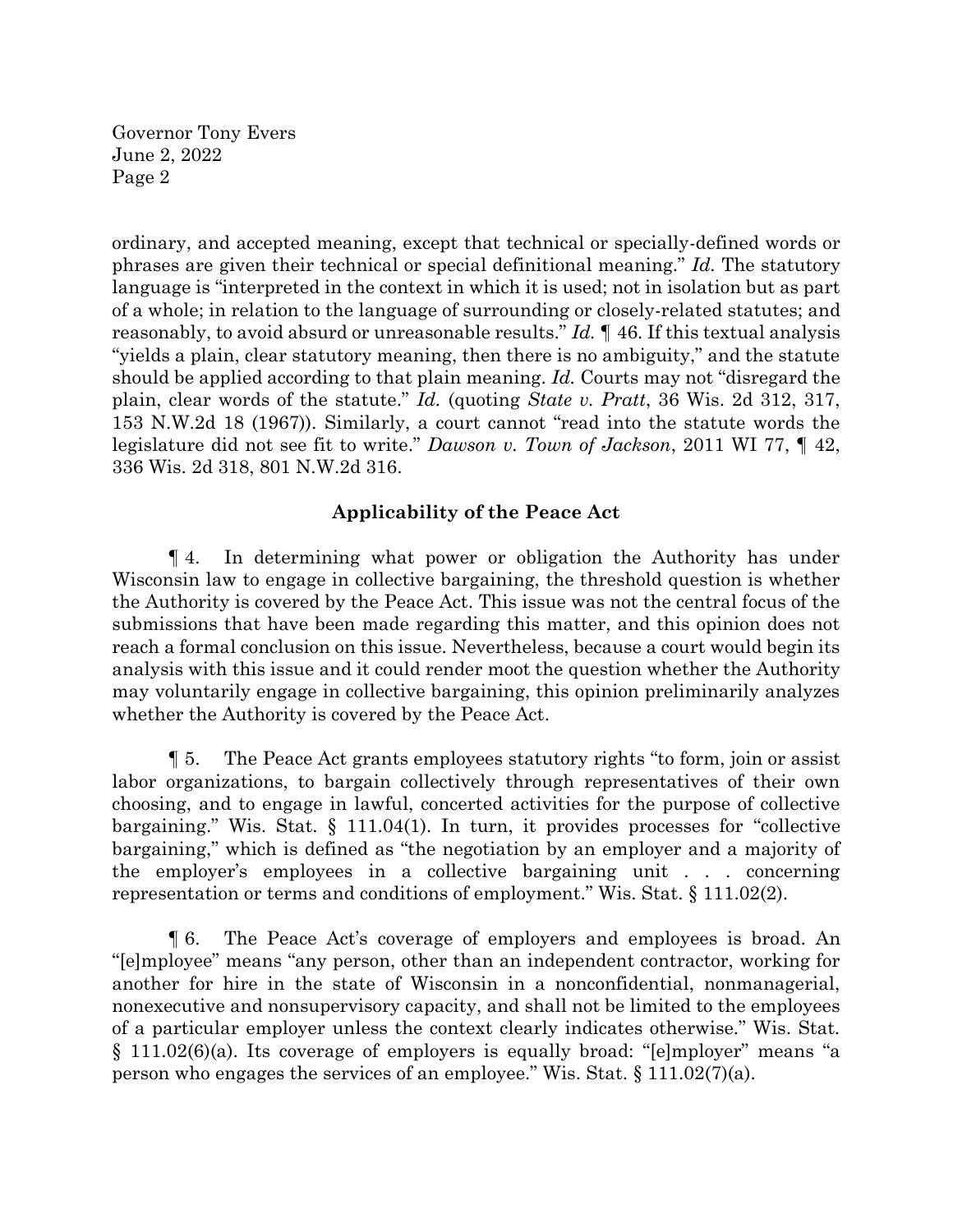ordinary, and accepted meaning, except that technical or specially-defined words or phrases are given their technical or special definitional meaning." *Id.* The statutory language is "interpreted in the context in which it is used; not in isolation but as part of a whole; in relation to the language of surrounding or closely-related statutes; and reasonably, to avoid absurd or unreasonable results." *Id.* ¶ 46. If this textual analysis "yields a plain, clear statutory meaning, then there is no ambiguity," and the statute should be applied according to that plain meaning. *Id.* Courts may not "disregard the plain, clear words of the statute." *Id.* (quoting *State v. Pratt*, 36 Wis. 2d 312, 317, 153 N.W.2d 18 (1967)). Similarly, a court cannot "read into the statute words the legislature did not see fit to write." *Dawson v. Town of Jackson*, 2011 WI 77, ¶ 42, 336 Wis. 2d 318, 801 N.W.2d 316.

## Applicability of the Peace Act

¶ 4. In determining what power or obligation the Authority has under Wisconsin law to engage in collective bargaining, the threshold question is whether the Authority is covered by the Peace Act. This issue was not the central focus of the submissions that have been made regarding this matter, and this opinion does not reach a formal conclusion on this issue. Nevertheless, because a court would begin its analysis with this issue and it could render moot the question whether the Authority may voluntarily engage in collective bargaining, this opinion preliminarily analyzes whether the Authority is covered by the Peace Act.

¶ 5. The Peace Act grants employees statutory rights "to form, join or assist labor organizations, to bargain collectively through representatives of their own choosing, and to engage in lawful, concerted activities for the purpose of collective bargaining." Wis. Stat. § 111.04(1). In turn, it provides processes for "collective bargaining," which is defined as "the negotiation by an employer and a majority of the employer's employees in a collective bargaining unit . . . concerning representation or terms and conditions of employment." Wis. Stat. § 111.02(2).

¶ 6. The Peace Act's coverage of employers and employees is broad. An "[e]mployee" means "any person, other than an independent contractor, working for another for hire in the state of Wisconsin in a nonconfidential, nonmanagerial, nonexecutive and nonsupervisory capacity, and shall not be limited to the employees of a particular employer unless the context clearly indicates otherwise." Wis. Stat. § 111.02(6)(a). Its coverage of employers is equally broad: "[e]mployer" means "a person who engages the services of an employee." Wis. Stat. § 111.02(7)(a).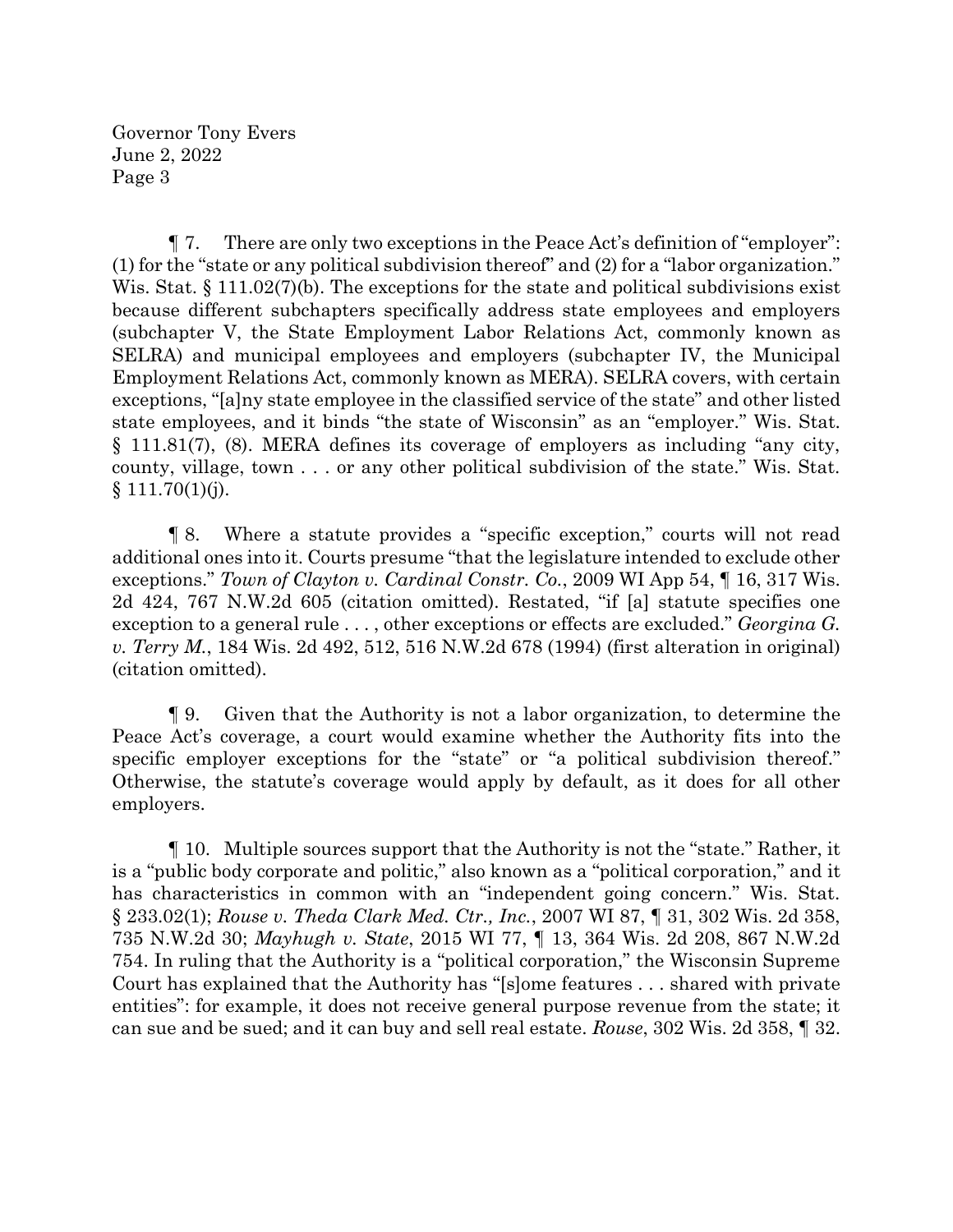¶ 7. There are only two exceptions in the Peace Act's definition of "employer": (1) for the "state or any political subdivision thereof" and (2) for a "labor organization." Wis. Stat. § 111.02(7)(b). The exceptions for the state and political subdivisions exist because different subchapters specifically address state employees and employers (subchapter V, the State Employment Labor Relations Act, commonly known as SELRA) and municipal employees and employers (subchapter IV, the Municipal Employment Relations Act, commonly known as MERA). SELRA covers, with certain exceptions, "[a]ny state employee in the classified service of the state" and other listed state employees, and it binds "the state of Wisconsin" as an "employer." Wis. Stat. § 111.81(7), (8). MERA defines its coverage of employers as including "any city, county, village, town . . . or any other political subdivision of the state." Wis. Stat. § 111.70(1)(j).

¶ 8. Where a statute provides a "specific exception," courts will not read additional ones into it. Courts presume "that the legislature intended to exclude other exceptions." *Town of Clayton v. Cardinal Constr. Co.*, 2009 WI App 54, ¶ 16, 317 Wis. 2d 424, 767 N.W.2d 605 (citation omitted). Restated, "if [a] statute specifies one exception to a general rule . . . , other exceptions or effects are excluded." *Georgina G. v. Terry M.*, 184 Wis. 2d 492, 512, 516 N.W.2d 678 (1994) (first alteration in original) (citation omitted).

¶ 9. Given that the Authority is not a labor organization, to determine the Peace Act's coverage, a court would examine whether the Authority fits into the specific employer exceptions for the "state" or "a political subdivision thereof." Otherwise, the statute's coverage would apply by default, as it does for all other employers.

¶ 10. Multiple sources support that the Authority is not the "state." Rather, it is a "public body corporate and politic," also known as a "political corporation," and it has characteristics in common with an "independent going concern." Wis. Stat. § 233.02(1); *Rouse v. Theda Clark Med. Ctr., Inc.*, 2007 WI 87, ¶ 31, 302 Wis. 2d 358, 735 N.W.2d 30; *Mayhugh v. State*, 2015 WI 77, ¶ 13, 364 Wis. 2d 208, 867 N.W.2d 754. In ruling that the Authority is a "political corporation," the Wisconsin Supreme Court has explained that the Authority has "[s]ome features . . . shared with private entities": for example, it does not receive general purpose revenue from the state; it can sue and be sued; and it can buy and sell real estate. *Rouse*, 302 Wis. 2d 358, ¶ 32.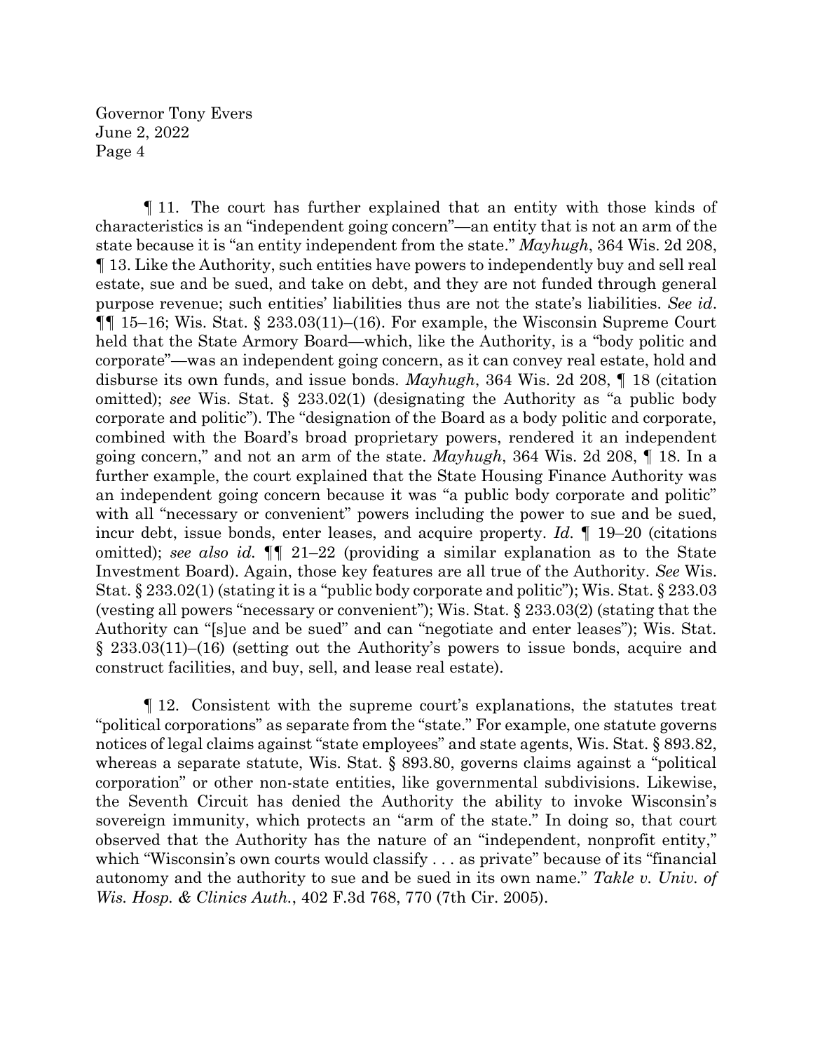¶ 11. The court has further explained that an entity with those kinds of characteristics is an "independent going concern"—an entity that is not an arm of the state because it is "an entity independent from the state." *Mayhugh*, 364 Wis. 2d 208, ¶ 13. Like the Authority, such entities have powers to independently buy and sell real estate, sue and be sued, and take on debt, and they are not funded through general purpose revenue; such entities' liabilities thus are not the state's liabilities. *See id.* ¶¶ 15–16; Wis. Stat. § 233.03(11)–(16). For example, the Wisconsin Supreme Court held that the State Armory Board—which, like the Authority, is a "body politic and corporate"—was an independent going concern, as it can convey real estate, hold and disburse its own funds, and issue bonds. *Mayhugh*, 364 Wis. 2d 208, ¶ 18 (citation omitted); *see* Wis. Stat. § 233.02(1) (designating the Authority as "a public body corporate and politic"). The "designation of the Board as a body politic and corporate, combined with the Board's broad proprietary powers, rendered it an independent going concern," and not an arm of the state. *Mayhugh*, 364 Wis. 2d 208, ¶ 18. In a further example, the court explained that the State Housing Finance Authority was an independent going concern because it was "a public body corporate and politic" with all "necessary or convenient" powers including the power to sue and be sued, incur debt, issue bonds, enter leases, and acquire property. *Id.* ¶ 19–20 (citations omitted); *see also id.* ¶¶ 21–22 (providing a similar explanation as to the State Investment Board). Again, those key features are all true of the Authority. *See* Wis. Stat. § 233.02(1) (stating it is a "public body corporate and politic"); Wis. Stat. § 233.03 (vesting all powers "necessary or convenient"); Wis. Stat. § 233.03(2) (stating that the Authority can "[s]ue and be sued" and can "negotiate and enter leases"); Wis. Stat. § 233.03(11)–(16) (setting out the Authority's powers to issue bonds, acquire and construct facilities, and buy, sell, and lease real estate).

¶ 12. Consistent with the supreme court's explanations, the statutes treat "political corporations" as separate from the "state." For example, one statute governs notices of legal claims against "state employees" and state agents, Wis. Stat. § 893.82, whereas a separate statute, Wis. Stat. § 893.80, governs claims against a "political corporation" or other non-state entities, like governmental subdivisions. Likewise, the Seventh Circuit has denied the Authority the ability to invoke Wisconsin's sovereign immunity, which protects an "arm of the state." In doing so, that court observed that the Authority has the nature of an "independent, nonprofit entity," which "Wisconsin's own courts would classify . . . as private" because of its "financial autonomy and the authority to sue and be sued in its own name." *Takle v. Univ. of Wis. Hosp. & Clinics Auth.*, 402 F.3d 768, 770 (7th Cir. 2005).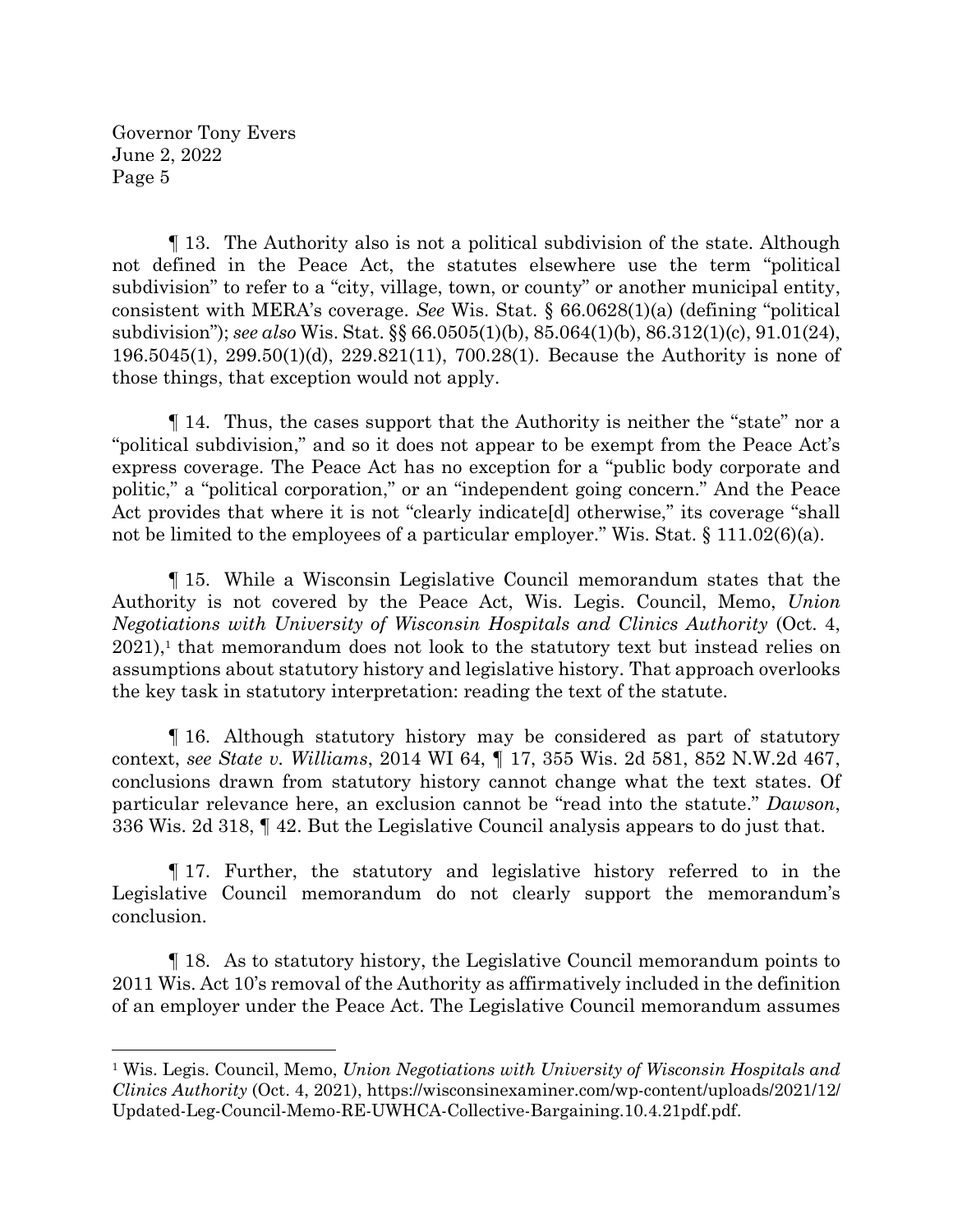¶ 13. The Authority also is not a political subdivision of the state. Although not defined in the Peace Act, the statutes elsewhere use the term "political subdivision" to refer to a "city, village, town, or county" or another municipal entity, consistent with MERA's coverage. *See* Wis. Stat. § 66.0628(1)(a) (defining "political subdivision"); *see also* Wis. Stat. §§ 66.0505(1)(b), 85.064(1)(b), 86.312(1)(c), 91.01(24), 196.5045(1), 299.50(1)(d), 229.821(11), 700.28(1). Because the Authority is none of those things, that exception would not apply.

¶ 14. Thus, the cases support that the Authority is neither the "state" nor a "political subdivision," and so it does not appear to be exempt from the Peace Act's express coverage. The Peace Act has no exception for a "public body corporate and politic," a "political corporation," or an "independent going concern." And the Peace Act provides that where it is not "clearly indicate[d] otherwise," its coverage "shall not be limited to the employees of a particular employer." Wis. Stat. § 111.02(6)(a).

¶ 15. While a Wisconsin Legislative Council memorandum states that the Authority is not covered by the Peace Act, Wis. Legis. Council, Memo, *Union Negotiations with University of Wisconsin Hospitals and Clinics Authority* (Oct. 4, 2021),[1] that memorandum does not look to the statutory text but instead relies on assumptions about statutory history and legislative history. That approach overlooks the key task in statutory interpretation: reading the text of the statute.

¶ 16. Although statutory history may be considered as part of statutory context, *see State v. Williams*, 2014 WI 64, ¶ 17, 355 Wis. 2d 581, 852 N.W.2d 467, conclusions drawn from statutory history cannot change what the text states. Of particular relevance here, an exclusion cannot be "read into the statute." *Dawson*, 336 Wis. 2d 318, ¶ 42. But the Legislative Council analysis appears to do just that.

¶ 17. Further, the statutory and legislative history referred to in the Legislative Council memorandum do not clearly support the memorandum's conclusion.

¶ 18. As to statutory history, the Legislative Council memorandum points to 2011 Wis. Act 10's removal of the Authority as affirmatively included in the definition of an employer under the Peace Act. The Legislative Council memorandum assumes

---

[1] Wis. Legis. Council, Memo, *Union Negotiations with University of Wisconsin Hospitals and Clinics Authority* (Oct. 4, 2021), https://wisconsinexaminer.com/wp-content/uploads/2021/12/Updated-Leg-Council-Memo-RE-UWHCA-Collective-Bargaining.10.4.21pdf.pdf.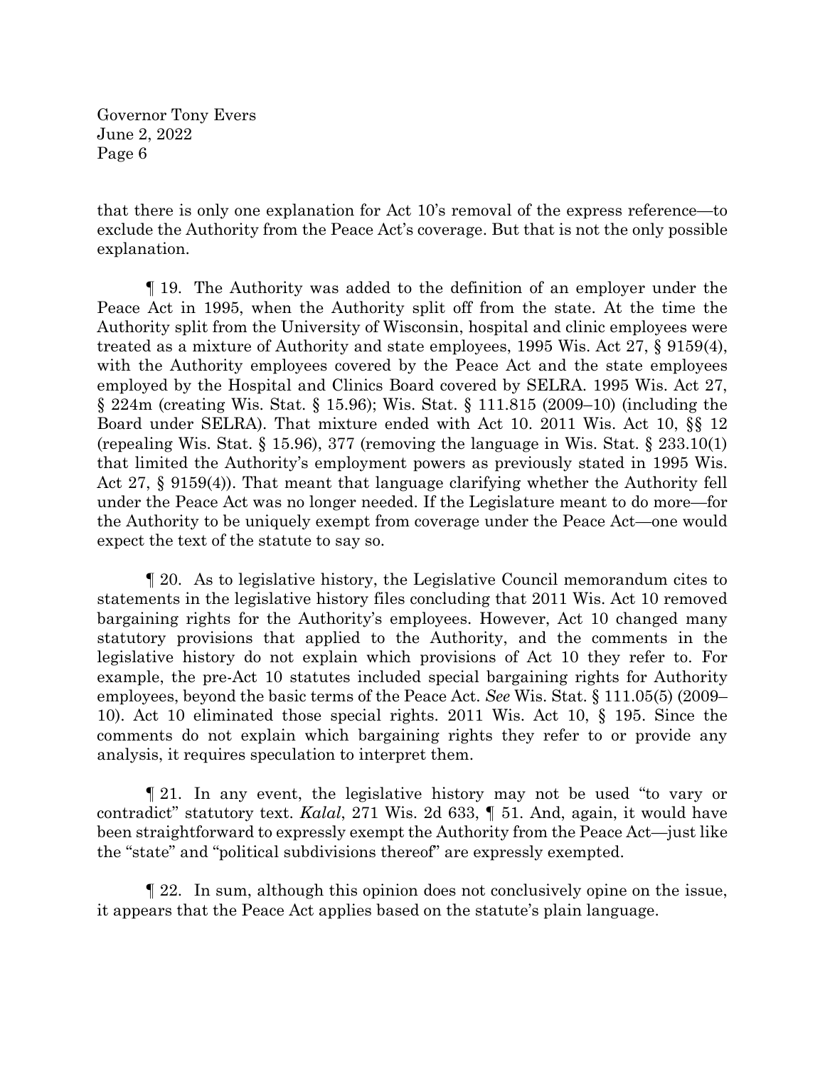that there is only one explanation for Act 10's removal of the express reference—to exclude the Authority from the Peace Act's coverage. But that is not the only possible explanation.

¶ 19. The Authority was added to the definition of an employer under the Peace Act in 1995, when the Authority split off from the state. At the time the Authority split from the University of Wisconsin, hospital and clinic employees were treated as a mixture of Authority and state employees, 1995 Wis. Act 27, § 9159(4), with the Authority employees covered by the Peace Act and the state employees employed by the Hospital and Clinics Board covered by SELRA. 1995 Wis. Act 27, § 224m (creating Wis. Stat. § 15.96); Wis. Stat. § 111.815 (2009–10) (including the Board under SELRA). That mixture ended with Act 10. 2011 Wis. Act 10, §§ 12 (repealing Wis. Stat. § 15.96), 377 (removing the language in Wis. Stat. § 233.10(1) that limited the Authority's employment powers as previously stated in 1995 Wis. Act 27, § 9159(4)). That meant that language clarifying whether the Authority fell under the Peace Act was no longer needed. If the Legislature meant to do more—for the Authority to be uniquely exempt from coverage under the Peace Act—one would expect the text of the statute to say so.

¶ 20. As to legislative history, the Legislative Council memorandum cites to statements in the legislative history files concluding that 2011 Wis. Act 10 removed bargaining rights for the Authority's employees. However, Act 10 changed many statutory provisions that applied to the Authority, and the comments in the legislative history do not explain which provisions of Act 10 they refer to. For example, the pre-Act 10 statutes included special bargaining rights for Authority employees, beyond the basic terms of the Peace Act. *See* Wis. Stat. § 111.05(5) (2009–10). Act 10 eliminated those special rights. 2011 Wis. Act 10, § 195. Since the comments do not explain which bargaining rights they refer to or provide any analysis, it requires speculation to interpret them.

¶ 21. In any event, the legislative history may not be used "to vary or contradict" statutory text. *Kalal*, 271 Wis. 2d 633, ¶ 51. And, again, it would have been straightforward to expressly exempt the Authority from the Peace Act—just like the "state" and "political subdivisions thereof" are expressly exempted.

¶ 22. In sum, although this opinion does not conclusively opine on the issue, it appears that the Peace Act applies based on the statute's plain language.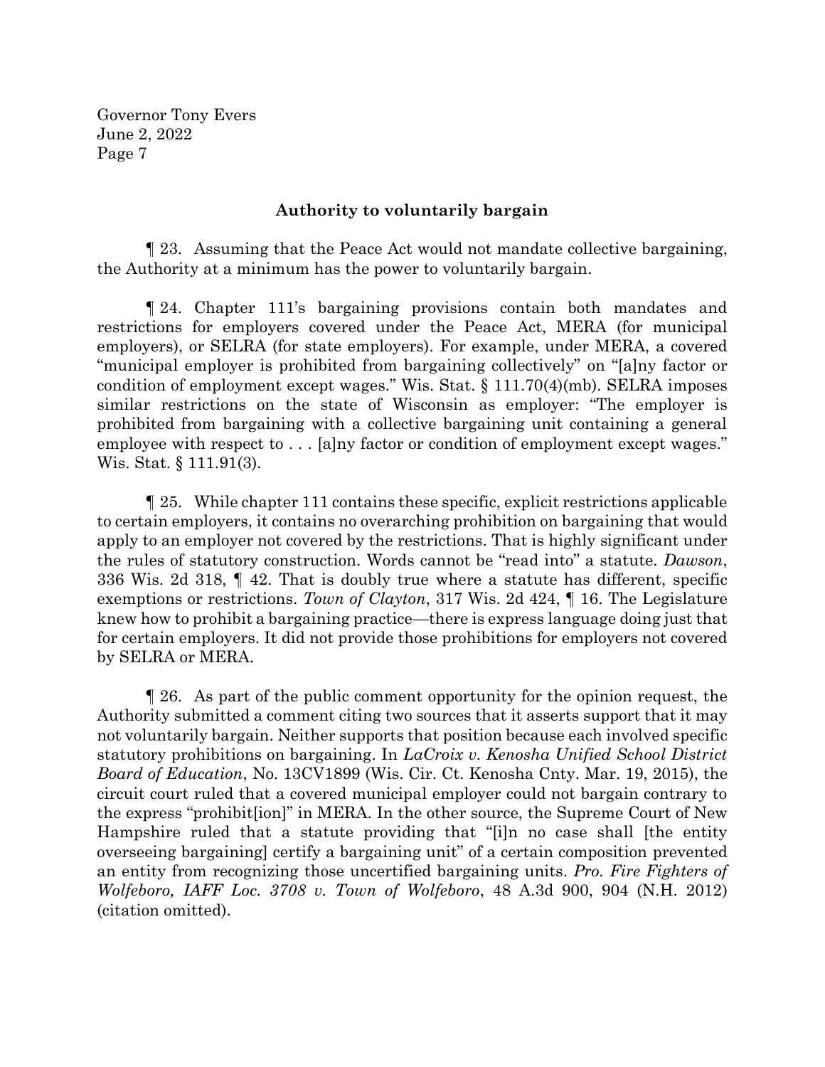### **Authority to voluntarily bargain**

¶ 23. Assuming that the Peace Act would not mandate collective bargaining, the Authority at a minimum has the power to voluntarily bargain.

¶ 24. Chapter 111's bargaining provisions contain both mandates and restrictions for employers covered under the Peace Act, MERA (for municipal employers), or SELRA (for state employers). For example, under MERA, a covered "municipal employer is prohibited from bargaining collectively" on "[a]ny factor or condition of employment except wages." Wis. Stat. § 111.70(4)(mb). SELRA imposes similar restrictions on the state of Wisconsin as employer: "The employer is prohibited from bargaining with a collective bargaining unit containing a general employee with respect to . . . [a]ny factor or condition of employment except wages." Wis. Stat. § 111.91(3).

¶ 25. While chapter 111 contains these specific, explicit restrictions applicable to certain employers, it contains no overarching prohibition on bargaining that would apply to an employer not covered by the restrictions. That is highly significant under the rules of statutory construction. Words cannot be "read into" a statute. *Dawson*, 336 Wis. 2d 318, ¶ 42. That is doubly true where a statute has different, specific exemptions or restrictions. *Town of Clayton*, 317 Wis. 2d 424, ¶ 16. The Legislature knew how to prohibit a bargaining practice—there is express language doing just that for certain employers. It did not provide those prohibitions for employers not covered by SELRA or MERA.

¶ 26. As part of the public comment opportunity for the opinion request, the Authority submitted a comment citing two sources that it asserts support that it may not voluntarily bargain. Neither supports that position because each involved specific statutory prohibitions on bargaining. In *LaCroix v. Kenosha Unified School District Board of Education*, No. 13CV1899 (Wis. Cir. Ct. Kenosha Cnty. Mar. 19, 2015), the circuit court ruled that a covered municipal employer could not bargain contrary to the express "prohibit[ion]" in MERA. In the other source, the Supreme Court of New Hampshire ruled that a statute providing that "[i]n no case shall [the entity overseeing bargaining] certify a bargaining unit" of a certain composition prevented an entity from recognizing those uncertified bargaining units. *Pro. Fire Fighters of Wolfeboro, IAFF Loc. 3708 v. Town of Wolfeboro*, 48 A.3d 900, 904 (N.H. 2012) (citation omitted).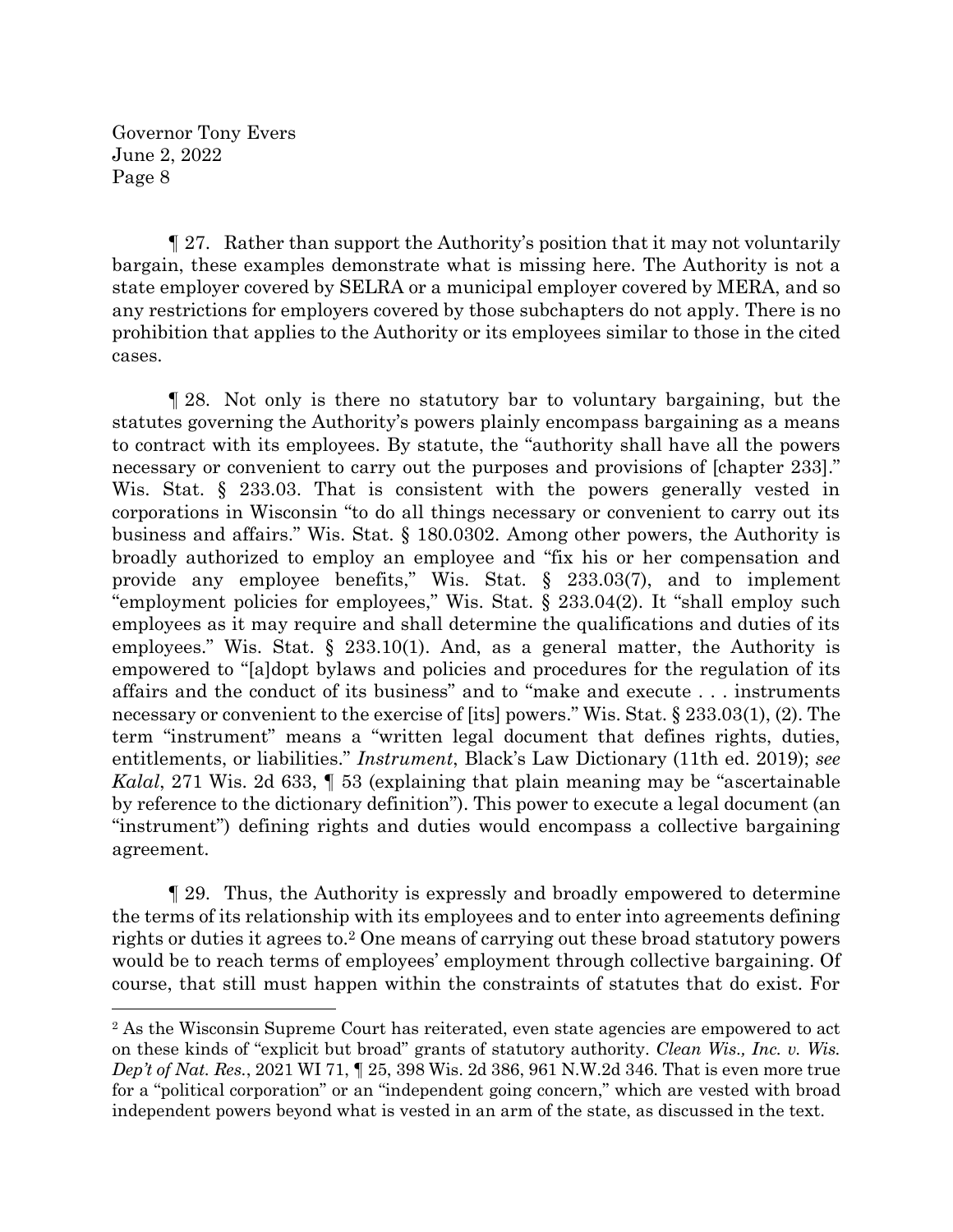¶ 27. Rather than support the Authority's position that it may not voluntarily bargain, these examples demonstrate what is missing here. The Authority is not a state employer covered by SELRA or a municipal employer covered by MERA, and so any restrictions for employers covered by those subchapters do not apply. There is no prohibition that applies to the Authority or its employees similar to those in the cited cases.

¶ 28. Not only is there no statutory bar to voluntary bargaining, but the statutes governing the Authority's powers plainly encompass bargaining as a means to contract with its employees. By statute, the "authority shall have all the powers necessary or convenient to carry out the purposes and provisions of [chapter 233]." Wis. Stat. § 233.03. That is consistent with the powers generally vested in corporations in Wisconsin "to do all things necessary or convenient to carry out its business and affairs." Wis. Stat. § 180.0302. Among other powers, the Authority is broadly authorized to employ an employee and "fix his or her compensation and provide any employee benefits," Wis. Stat. § 233.03(7), and to implement "employment policies for employees," Wis. Stat. § 233.04(2). It "shall employ such employees as it may require and shall determine the qualifications and duties of its employees." Wis. Stat. § 233.10(1). And, as a general matter, the Authority is empowered to "[a]dopt bylaws and policies and procedures for the regulation of its affairs and the conduct of its business" and to "make and execute . . . instruments necessary or convenient to the exercise of [its] powers." Wis. Stat. § 233.03(1), (2). The term "instrument" means a "written legal document that defines rights, duties, entitlements, or liabilities." *Instrument*, Black's Law Dictionary (11th ed. 2019); *see Kalal*, 271 Wis. 2d 633, ¶ 53 (explaining that plain meaning may be "ascertainable by reference to the dictionary definition"). This power to execute a legal document (an "instrument") defining rights and duties would encompass a collective bargaining agreement.

¶ 29. Thus, the Authority is expressly and broadly empowered to determine the terms of its relationship with its employees and to enter into agreements defining rights or duties it agrees to.[2] One means of carrying out these broad statutory powers would be to reach terms of employees' employment through collective bargaining. Of course, that still must happen within the constraints of statutes that do exist. For

---

[2] As the Wisconsin Supreme Court has reiterated, even state agencies are empowered to act on these kinds of "explicit but broad" grants of statutory authority. *Clean Wis., Inc. v. Wis. Dep't of Nat. Res.*, 2021 WI 71, ¶ 25, 398 Wis. 2d 386, 961 N.W.2d 346. That is even more true for a "political corporation" or an "independent going concern," which are vested with broad independent powers beyond what is vested in an arm of the state, as discussed in the text.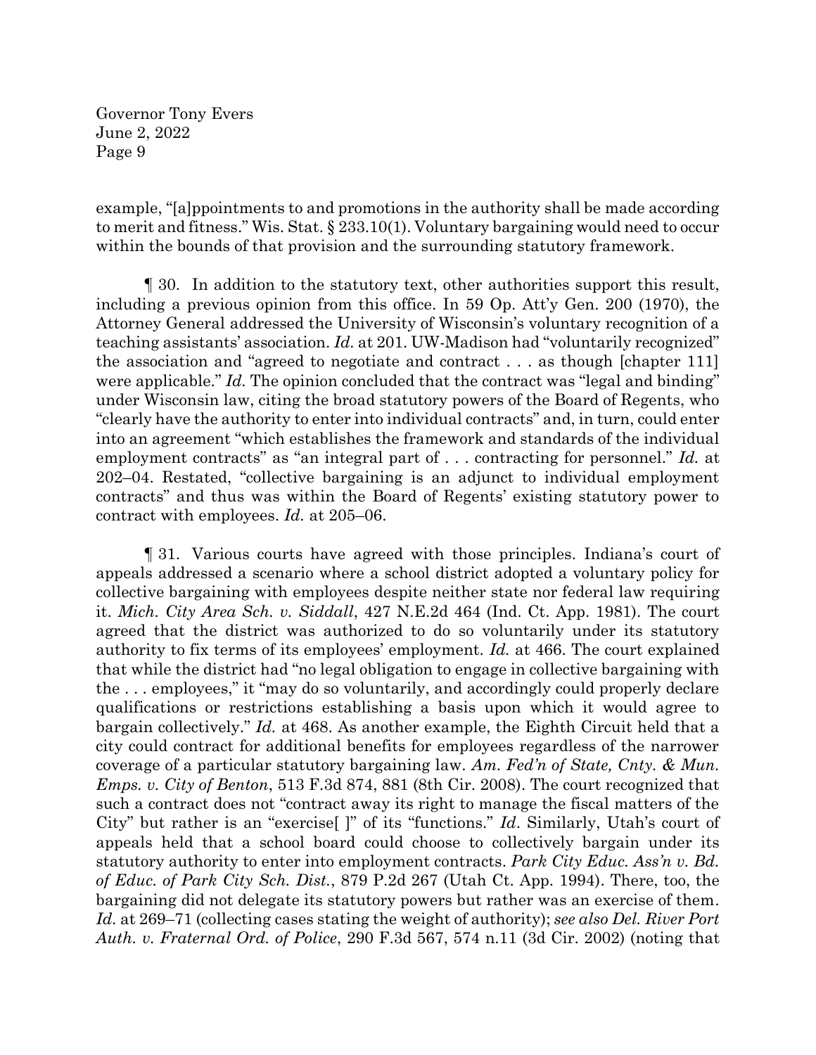example, "[a]ppointments to and promotions in the authority shall be made according to merit and fitness." Wis. Stat. § 233.10(1). Voluntary bargaining would need to occur within the bounds of that provision and the surrounding statutory framework.

¶ 30. In addition to the statutory text, other authorities support this result, including a previous opinion from this office. In 59 Op. Att'y Gen. 200 (1970), the Attorney General addressed the University of Wisconsin's voluntary recognition of a teaching assistants' association. *Id.* at 201. UW-Madison had "voluntarily recognized" the association and "agreed to negotiate and contract . . . as though [chapter 111] were applicable." *Id.* The opinion concluded that the contract was "legal and binding" under Wisconsin law, citing the broad statutory powers of the Board of Regents, who "clearly have the authority to enter into individual contracts" and, in turn, could enter into an agreement "which establishes the framework and standards of the individual employment contracts" as "an integral part of . . . contracting for personnel." *Id.* at 202–04. Restated, "collective bargaining is an adjunct to individual employment contracts" and thus was within the Board of Regents' existing statutory power to contract with employees. *Id.* at 205–06.

¶ 31. Various courts have agreed with those principles. Indiana's court of appeals addressed a scenario where a school district adopted a voluntary policy for collective bargaining with employees despite neither state nor federal law requiring it. *Mich. City Area Sch. v. Siddall*, 427 N.E.2d 464 (Ind. Ct. App. 1981). The court agreed that the district was authorized to do so voluntarily under its statutory authority to fix terms of its employees' employment. *Id.* at 466. The court explained that while the district had "no legal obligation to engage in collective bargaining with the . . . employees," it "may do so voluntarily, and accordingly could properly declare qualifications or restrictions establishing a basis upon which it would agree to bargain collectively." *Id.* at 468. As another example, the Eighth Circuit held that a city could contract for additional benefits for employees regardless of the narrower coverage of a particular statutory bargaining law. *Am. Fed'n of State, Cnty. & Mun. Emps. v. City of Benton*, 513 F.3d 874, 881 (8th Cir. 2008). The court recognized that such a contract does not "contract away its right to manage the fiscal matters of the City" but rather is an "exercise[ ]" of its "functions." *Id*. Similarly, Utah's court of appeals held that a school board could choose to collectively bargain under its statutory authority to enter into employment contracts. *Park City Educ. Ass'n v. Bd. of Educ. of Park City Sch. Dist.*, 879 P.2d 267 (Utah Ct. App. 1994). There, too, the bargaining did not delegate its statutory powers but rather was an exercise of them. *Id.* at 269–71 (collecting cases stating the weight of authority); *see also Del. River Port Auth. v. Fraternal Ord. of Police*, 290 F.3d 567, 574 n.11 (3d Cir. 2002) (noting that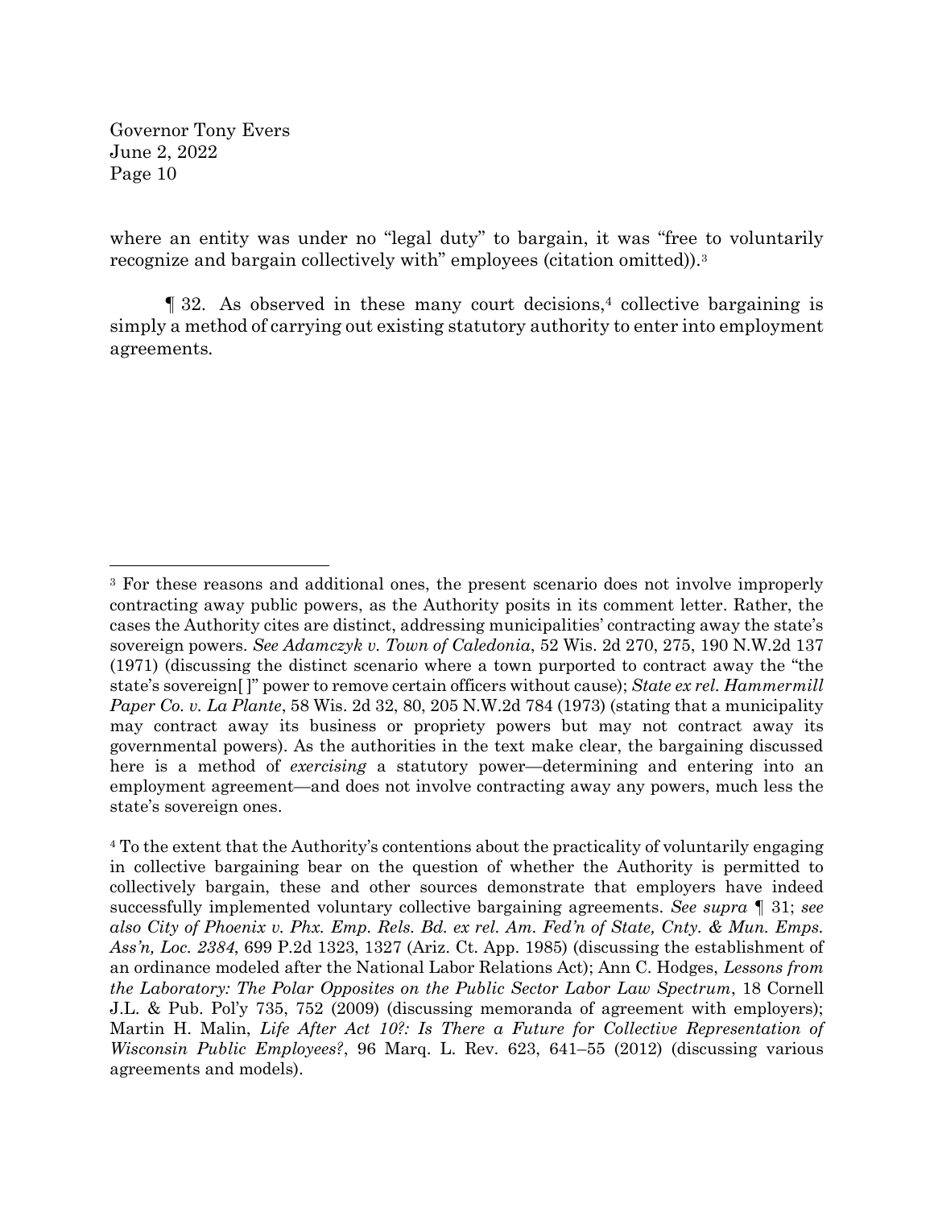where an entity was under no "legal duty" to bargain, it was "free to voluntarily recognize and bargain collectively with" employees (citation omitted)).[3]

¶ 32. As observed in these many court decisions,[4] collective bargaining is simply a method of carrying out existing statutory authority to enter into employment agreements.

---

[3] For these reasons and additional ones, the present scenario does not involve improperly contracting away public powers, as the Authority posits in its comment letter. Rather, the cases the Authority cites are distinct, addressing municipalities' contracting away the state's sovereign powers. *See Adamczyk v. Town of Caledonia*, 52 Wis. 2d 270, 275, 190 N.W.2d 137 (1971) (discussing the distinct scenario where a town purported to contract away the "the state's sovereign[ ]" power to remove certain officers without cause); *State ex rel. Hammermill Paper Co. v. La Plante*, 58 Wis. 2d 32, 80, 205 N.W.2d 784 (1973) (stating that a municipality may contract away its business or propriety powers but may not contract away its governmental powers). As the authorities in the text make clear, the bargaining discussed here is a method of *exercising* a statutory power—determining and entering into an employment agreement—and does not involve contracting away any powers, much less the state's sovereign ones.

[4] To the extent that the Authority's contentions about the practicality of voluntarily engaging in collective bargaining bear on the question of whether the Authority is permitted to collectively bargain, these and other sources demonstrate that employers have indeed successfully implemented voluntary collective bargaining agreements. *See supra* ¶ 31; *see also City of Phoenix v. Phx. Emp. Rels. Bd. ex rel. Am. Fed'n of State, Cnty. & Mun. Emps. Ass'n, Loc. 2384*, 699 P.2d 1323, 1327 (Ariz. Ct. App. 1985) (discussing the establishment of an ordinance modeled after the National Labor Relations Act); Ann C. Hodges, *Lessons from the Laboratory: The Polar Opposites on the Public Sector Labor Law Spectrum*, 18 Cornell J.L. & Pub. Pol'y 735, 752 (2009) (discussing memoranda of agreement with employers); Martin H. Malin, *Life After Act 10?: Is There a Future for Collective Representation of Wisconsin Public Employees?*, 96 Marq. L. Rev. 623, 641–55 (2012) (discussing various agreements and models).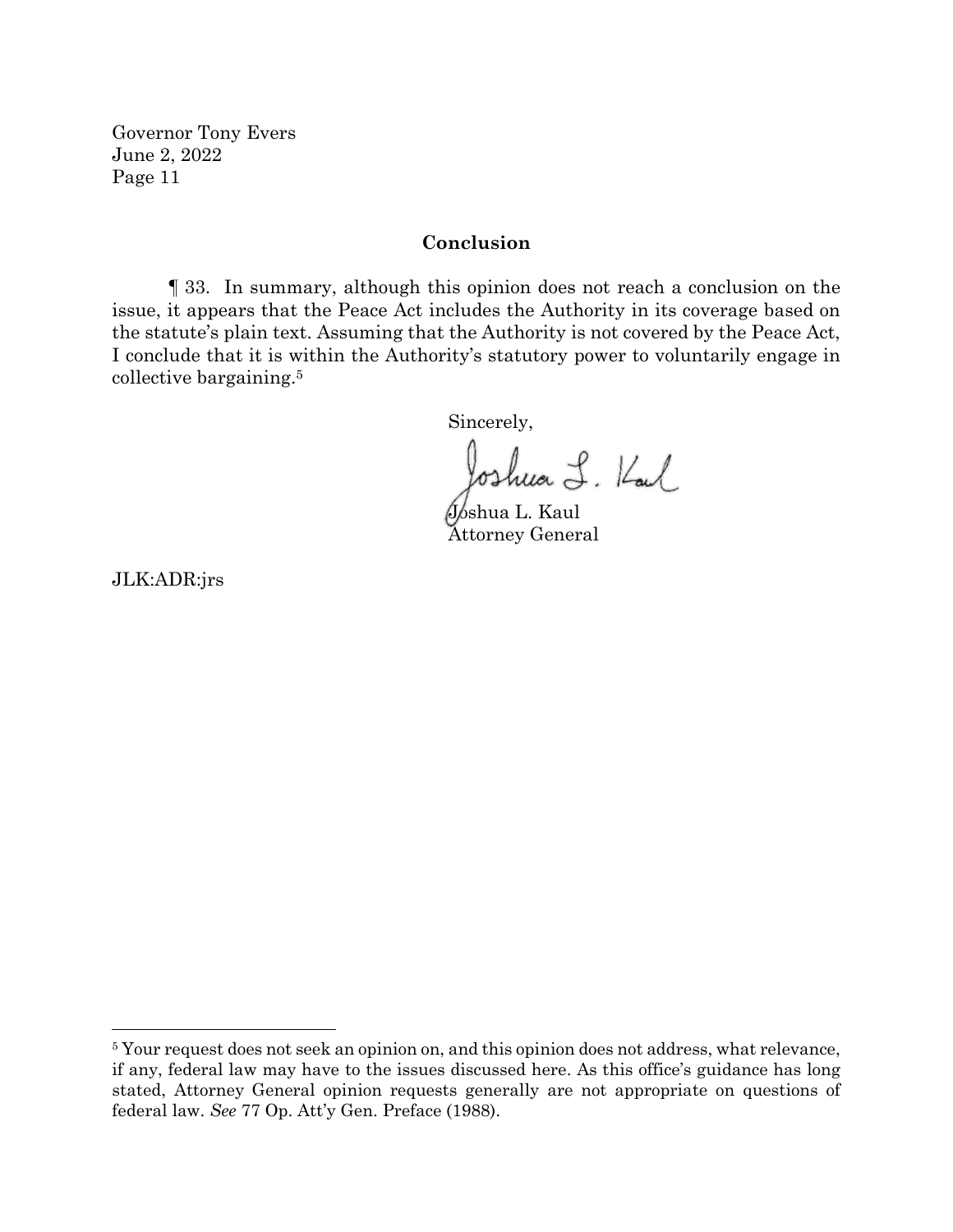## Conclusion

¶ 33. In summary, although this opinion does not reach a conclusion on the issue, it appears that the Peace Act includes the Authority in its coverage based on the statute's plain text. Assuming that the Authority is not covered by the Peace Act, I conclude that it is within the Authority's statutory power to voluntarily engage in collective bargaining.[5]

Sincerely,

Joshua L. Kaul
Attorney General

JLK:ADR:jrs

[5] Your request does not seek an opinion on, and this opinion does not address, what relevance, if any, federal law may have to the issues discussed here. As this office's guidance has long stated, Attorney General opinion requests generally are not appropriate on questions of federal law. *See* 77 Op. Att'y Gen. Preface (1988).